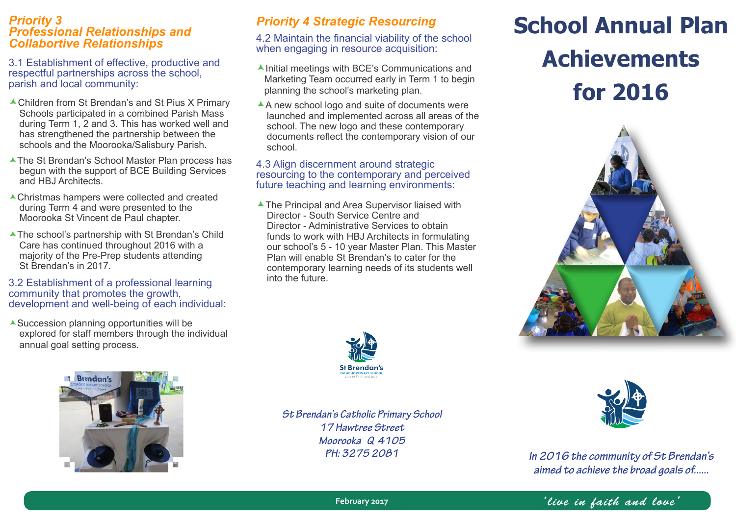## Priority 3
## Professional Relationships and Collabortive Relationships

### 3.1 Establishment of effective, productive and respectful partnerships across the school, parish and local community:

- Children from St Brendan's and St Pius X Primary Schools participated in a combined Parish Mass during Term 1, 2 and 3. This has worked well and has strengthened the partnership between the schools and the Moorooka/Salisbury Parish.
- The St Brendan's School Master Plan process has begun with the support of BCE Building Services and HBJ Architects.
- Christmas hampers were collected and created during Term 4 and were presented to the Moorooka St Vincent de Paul chapter.
- The school's partnership with St Brendan's Child Care has continued throughout 2016 with a majority of the Pre-Prep students attending St Brendan's in 2017.

### 3.2 Establishment of a professional learning community that promotes the growth, development and well-being of each individual:

- Succession planning opportunities will be explored for staff members through the individual annual goal setting process.

## Priority 4 Strategic Resourcing

### 4.2 Maintain the financial viability of the school when engaging in resource acquisition:

- Initial meetings with BCE's Communications and Marketing Team occurred early in Term 1 to begin planning the school's marketing plan.
- A new school logo and suite of documents were launched and implemented across all areas of the school. The new logo and these contemporary documents reflect the contemporary vision of our school.

### 4.3 Align discernment around strategic resourcing to the contemporary and perceived future teaching and learning environments:

- The Principal and Area Supervisor liaised with Director - South Service Centre and Director - Administrative Services to obtain funds to work with HBJ Architects in formulating our school's 5 - 10 year Master Plan. This Master Plan will enable St Brendan's to cater for the contemporary learning needs of its students well into the future.

St Brendan's Catholic Primary School
17 Hawtree Street
Moorooka Q 4105
PH: 3275 2081

# School Annual Plan Achievements for 2016

*In 2016 the community of St Brendan's aimed to achieve the broad goals of......*

February 2017

*'live in faith and love'*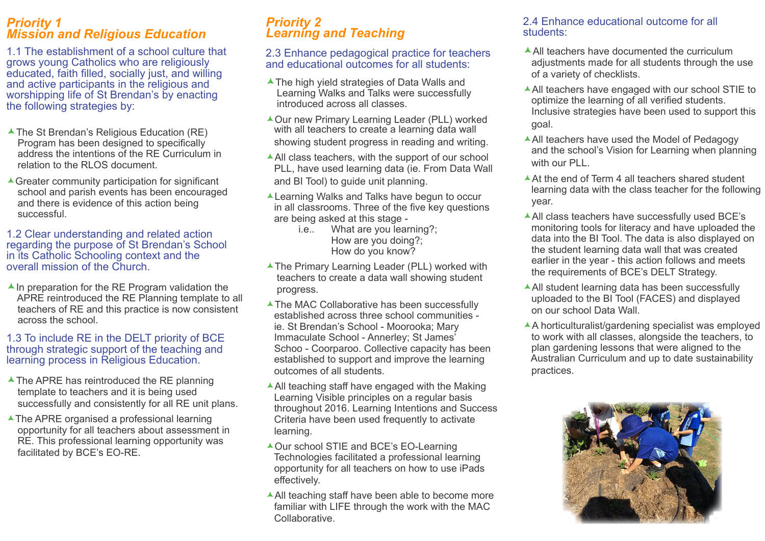## *Priority 1*
## *Mission and Religious Education*

### 1.1 The establishment of a school culture that grows young Catholics who are religiously educated, faith filled, socially just, and willing and active participants in the religious and worshipping life of St Brendan's by enacting the following strategies by:

- The St Brendan's Religious Education (RE) Program has been designed to specifically address the intentions of the RE Curriculum in relation to the RLOS document.
- Greater community participation for significant school and parish events has been encouraged and there is evidence of this action being successful.

### 1.2 Clear understanding and related action regarding the purpose of St Brendan's School in its Catholic Schooling context and the overall mission of the Church.

- In preparation for the RE Program validation the APRE reintroduced the RE Planning template to all teachers of RE and this practice is now consistent across the school.

### 1.3 To include RE in the DELT priority of BCE through strategic support of the teaching and learning process in Religious Education.

- The APRE has reintroduced the RE planning template to teachers and it is being used successfully and consistently for all RE unit plans.
- The APRE organised a professional learning opportunity for all teachers about assessment in RE. This professional learning opportunity was facilitated by BCE's EO-RE.

## *Priority 2*
## *Learning and Teaching*

### 2.3 Enhance pedagogical practice for teachers and educational outcomes for all students:

- The high yield strategies of Data Walls and Learning Walks and Talks were successfully introduced across all classes.
- Our new Primary Learning Leader (PLL) worked with all teachers to create a learning data wall showing student progress in reading and writing.
- All class teachers, with the support of our school PLL, have used learning data (ie. From Data Wall and BI Tool) to guide unit planning.
- Learning Walks and Talks have begun to occur in all classrooms. Three of the five key questions are being asked at this stage -
  i.e.. What are you learning?;
  How are you doing?;
  How do you know?
- The Primary Learning Leader (PLL) worked with teachers to create a data wall showing student progress.
- The MAC Collaborative has been successfully established across three school communities - ie. St Brendan's School - Moorooka; Mary Immaculate School - Annerley; St James' Schoo - Coorparoo. Collective capacity has been established to support and improve the learning outcomes of all students.
- All teaching staff have engaged with the Making Learning Visible principles on a regular basis throughout 2016. Learning Intentions and Success Criteria have been used frequently to activate learning.
- Our school STIE and BCE's EO-Learning Technologies facilitated a professional learning opportunity for all teachers on how to use iPads effectively.
- All teaching staff have been able to become more familiar with LIFE through the work with the MAC Collaborative.

### 2.4 Enhance educational outcome for all students:

- All teachers have documented the curriculum adjustments made for all students through the use of a variety of checklists.
- All teachers have engaged with our school STIE to optimize the learning of all verified students. Inclusive strategies have been used to support this goal.
- All teachers have used the Model of Pedagogy and the school's Vision for Learning when planning with our PLL.
- At the end of Term 4 all teachers shared student learning data with the class teacher for the following year.
- All class teachers have successfully used BCE's monitoring tools for literacy and have uploaded the data into the BI Tool. The data is also displayed on the student learning data wall that was created earlier in the year - this action follows and meets the requirements of BCE's DELT Strategy.
- All student learning data has been successfully uploaded to the BI Tool (FACES) and displayed on our school Data Wall.
- A horticulturalist/gardening specialist was employed to work with all classes, alongside the teachers, to plan gardening lessons that were aligned to the Australian Curriculum and up to date sustainability practices.